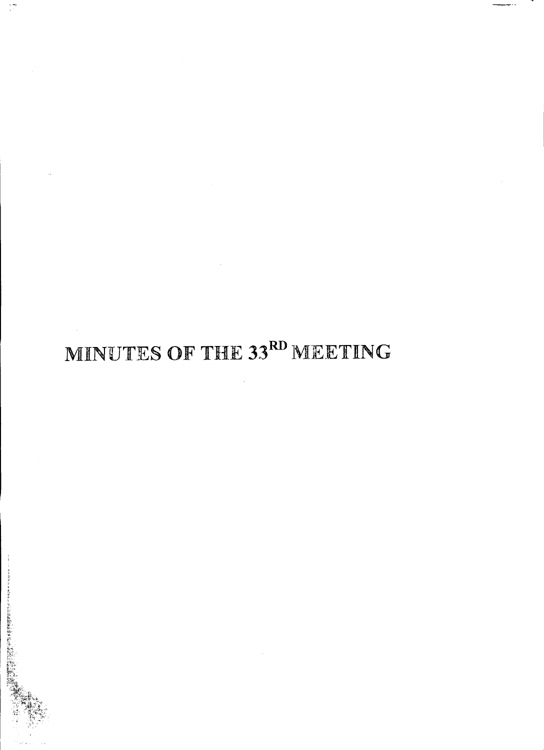# MINUTES OF THE 33$^{RD}$ MEETING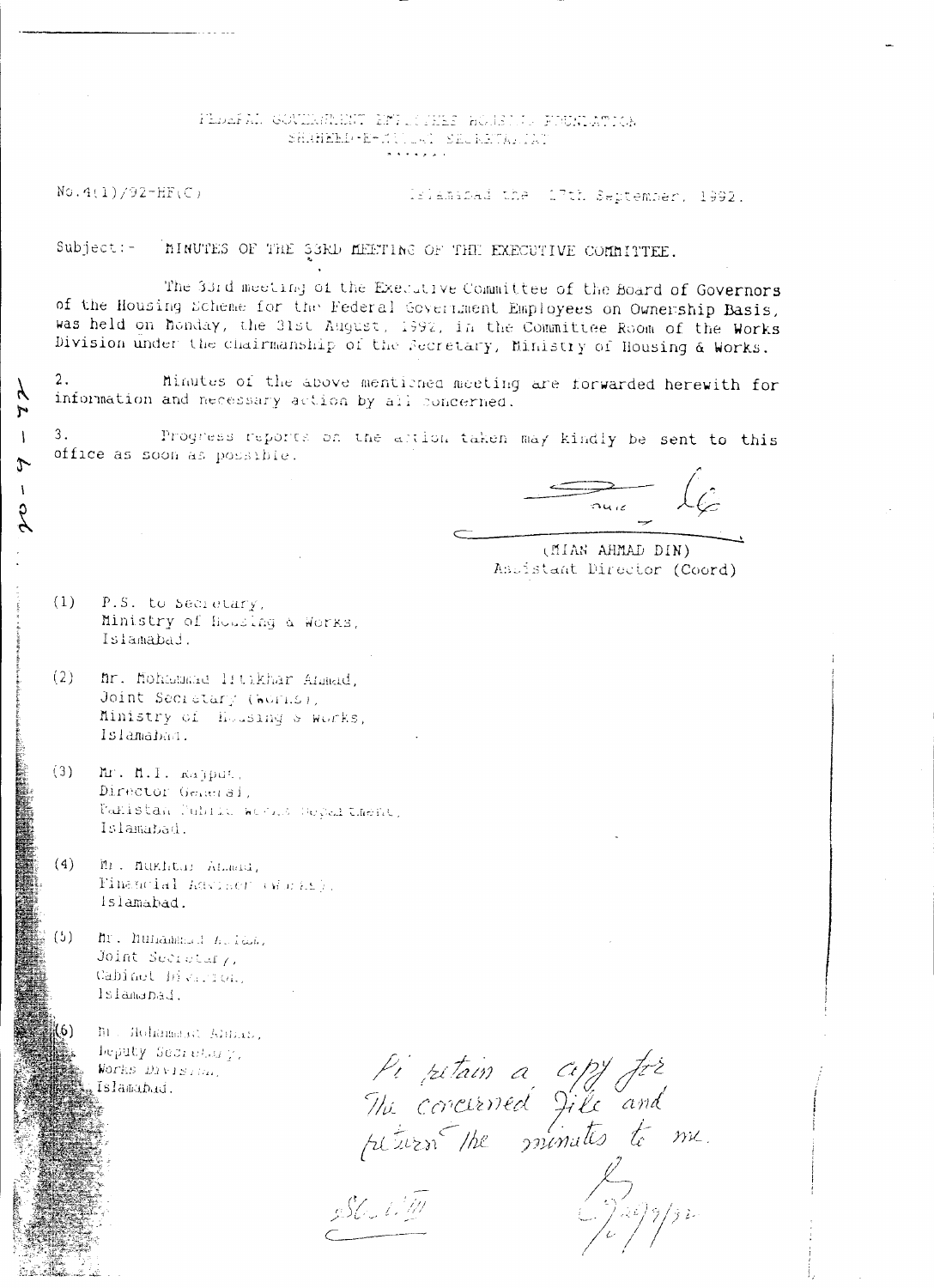FEDERAL GOVERNMENT EMPLOYEES HOUSING FOUNDATION
SHAHEED-E-MILLAT SECRETARIAT

\*\*\*\*\*

No.4(1)/92-HF(C) Islamabad the 17th September, 1992.

Subject:- MINUTES OF THE 33RD MEETING OF THE EXECUTIVE COMMITTEE.

The 33rd meeting of the Executive Committee of the Board of Governors of the Housing Scheme for the Federal Government Employees on Ownership Basis, was held on Monday, the 31st August, 1992, in the Committee Room of the Works Division under the chairmanship of the Secretary, Ministry of Housing & Works.

2. Minutes of the above mentioned meeting are forwarded herewith for information and necessary action by all concerned.

3. Progress reports on the action taken may kindly be sent to this office as soon as possible.

(MIAN AHMAD DIN)
Assistant Director (Coord)

(1) P.S. to Secretary,
Ministry of Housing & Works,
Islamabad.

(2) Mr. Mohammad Iftikhar Ahmad,
Joint Secretary (Works),
Ministry of Housing & Works,
Islamabad.

(3) Mr. M.I. Rajput,
Director General,
Pakistan Public Works Department,
Islamabad.

(4) Mr. Mukhtar Ahmad,
Financial Adviser (Works),
Islamabad.

(5) Mr. Muhammad Aslam,
Joint Secretary,
Cabinet Division,
Islamabad.

(6) Mr. Mohammad Abbas,
Deputy Secretary,
Works Division,
Islamabad.

Pl retain a copy for the concerned file and return the minutes to me.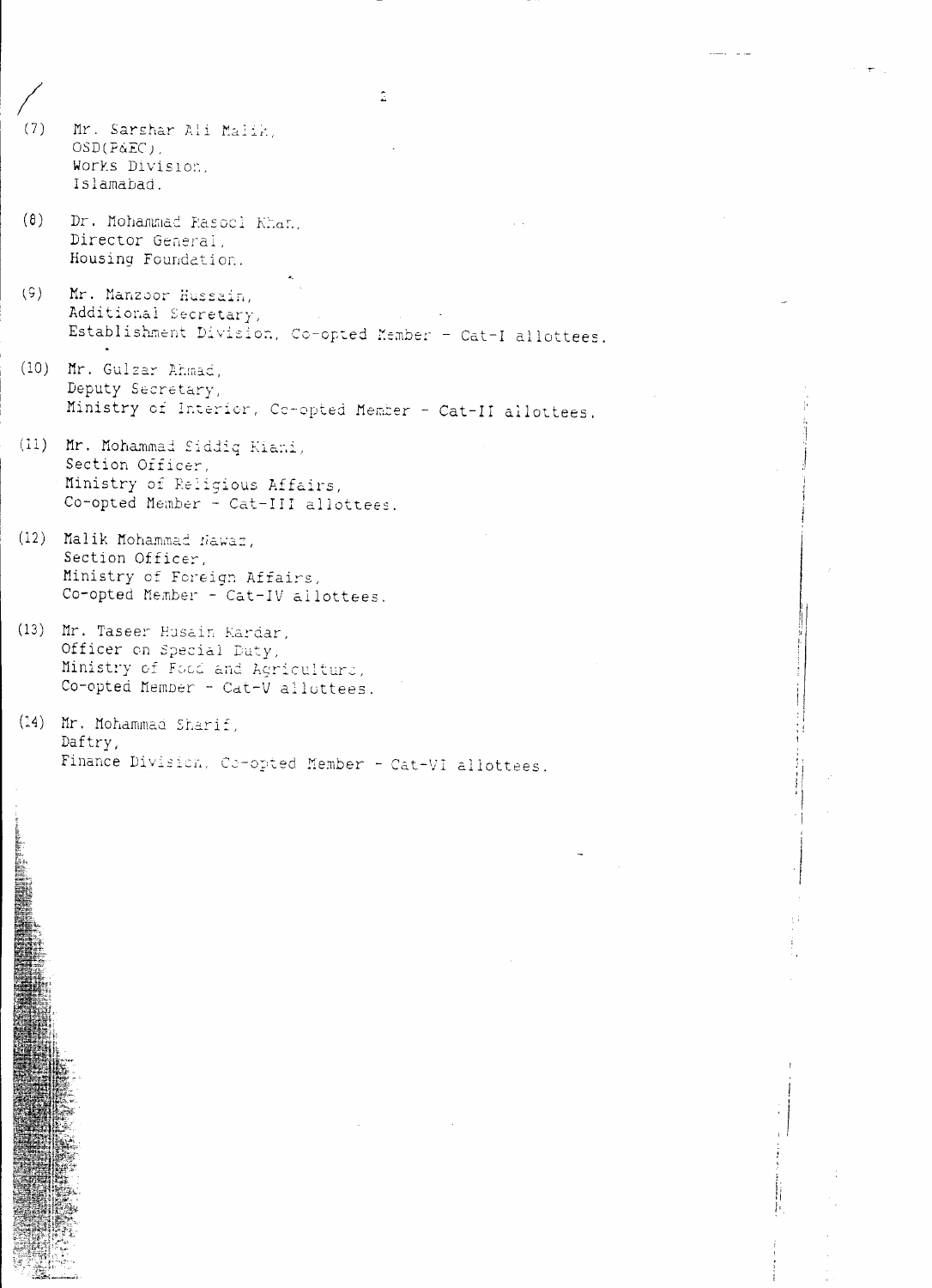(7) Mr. Sarshar Ali Malik,
OSD(P&EC),
Works Division,
Islamabad.

(8) Dr. Mohammad Rasool Khan,
Director General,
Housing Foundation.

(9) Mr. Manzoor Hussain,
Additional Secretary,
Establishment Division, Co-opted Member - Cat-I allottees.

(10) Mr. Gulzar Ahmad,
Deputy Secretary,
Ministry of Interior, Co-opted Member - Cat-II allottees.

(11) Mr. Mohammad Siddiq Kiani,
Section Officer,
Ministry of Religious Affairs,
Co-opted Member - Cat-III allottees.

(12) Malik Mohammad Nawaz,
Section Officer,
Ministry of Foreign Affairs,
Co-opted Member - Cat-IV allottees.

(13) Mr. Taseer Husain Kardar,
Officer on Special Duty,
Ministry of Food and Agriculture,
Co-opted Member - Cat-V allottees.

(14) Mr. Mohammad Sharif,
Daftry,
Finance Division, Co-opted Member - Cat-VI allottees.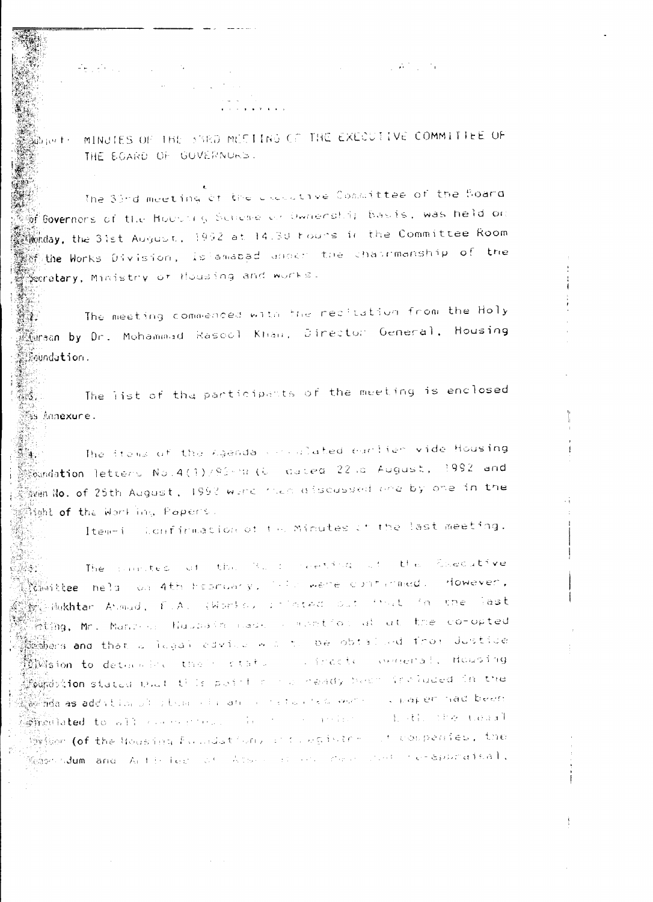Subject: MINUTES OF THE 33RD MEETING OF THE EXECUTIVE COMMITTEE OF THE BOARD OF GOVERNORS.

The 33rd meeting of the Executive Committee of the Board of Governors of the Housing Scheme on Ownership basis, was held on Monday, the 31st August, 1992 at 14.30 hours in the Committee Room of the Works Division, Islamabad under the chairmanship of the Secretary, Ministry of Housing and Works.

2. The meeting commenced with the recitation from the Holy Quran by Dr. Mohammad Rasool Khan, Director General, Housing Foundation.

3. The list of the participants of the meeting is enclosed as Annexure.

4. The items of the Agenda circulated earlier vide Housing Foundation letters No.4(1)/92-HF(C) dated 22nd August, 1992 and even No. of 25th August, 1992 were then discussed one by one in the light of the Working Papers.

Item-I Confirmation of the Minutes of the last meeting.

5. The minutes of the 32nd meeting of the Executive Committee held on 4th February, 1992 were confirmed. However, Mr. Mukhtar Ahmad, F.A. (Works) pointed out that in the last meeting, Mr. Manzoor Hussain made a mention about the co-opted members and that a legal advice was to be obtained from Justice Division to determine the status. Director General, Housing Foundation stated that this point has already been included in the agenda as additional item and a detailed working paper had been circulated to all concerned. He further added that the legal advisor (of the Housing Foundation), the Registrar of Companies, the Memorandum and Articles of Association and the re-appraisal,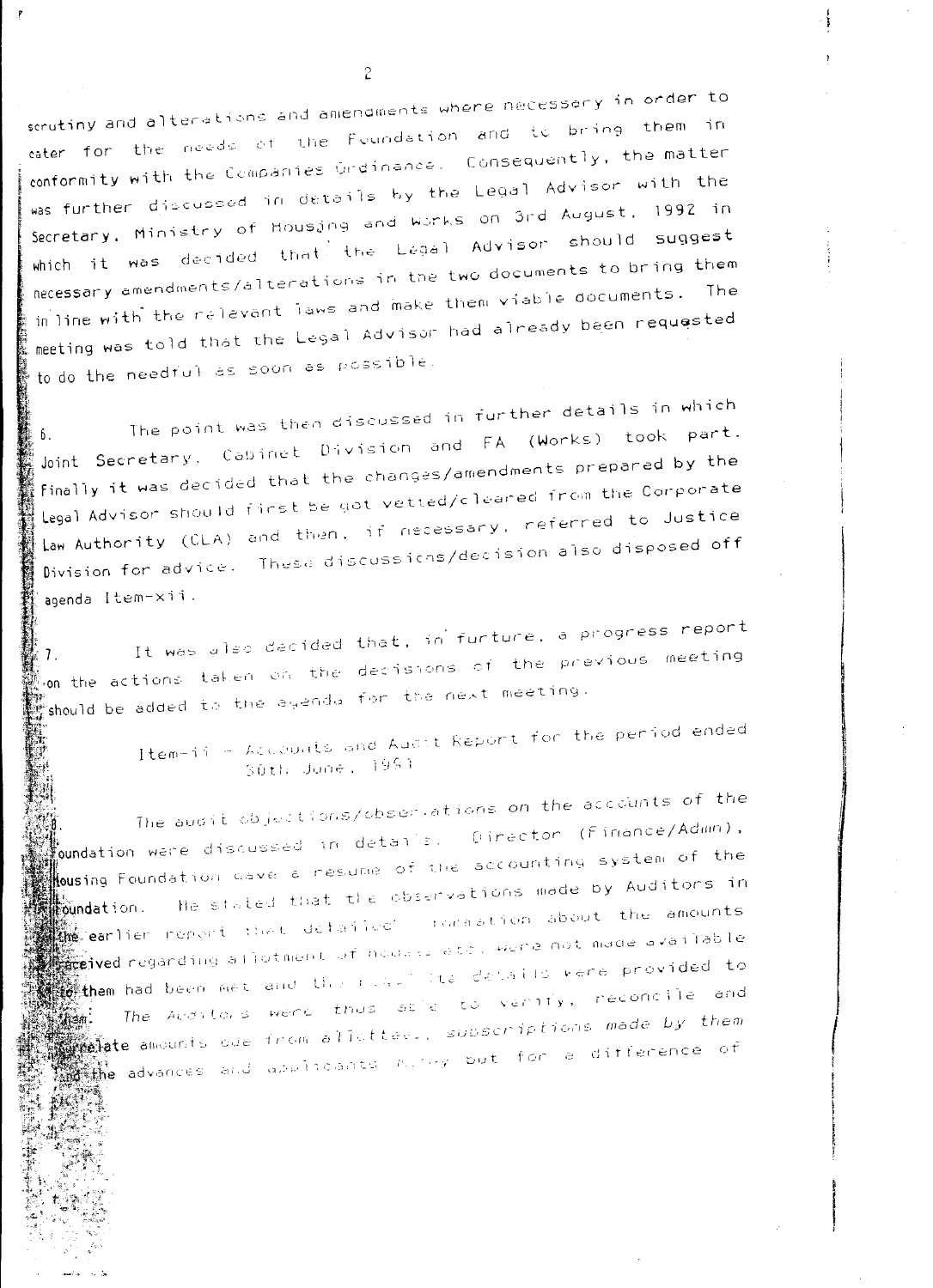scrutiny and alterations and amendments where necessary in order to cater for the needs of the Foundation and to bring them in conformity with the Companies Ordinance. Consequently, the matter was further discussed in details by the Legal Advisor with the Secretary, Ministry of Housing and Works on 3rd August, 1992 in which it was decided that the Legal Advisor should suggest necessary amendments/alterations in the two documents to bring them in line with the relevant laws and make them viable documents. The meeting was told that the Legal Advisor had already been requested to do the needful as soon as possible.

6. The point was then discussed in further details in which Joint Secretary, Cabinet Division and FA (Works) took part. Finally it was decided that the changes/amendments prepared by the Legal Advisor should first be got vetted/cleared from the Corporate Law Authority (CLA) and then, if necessary, referred to Justice Division for advice. These discussions/decision also disposed off agenda Item-xii.

7. It was also decided that, in furture, a progress report on the actions taken on the decisions of the previous meeting should be added to the agenda for the next meeting.

Item-ii - Accounts and Audit Report for the period ended 30th June, 1991

8. The audit objections/observations on the accounts of the Foundation were discussed in details. Director (Finance/Admn), Housing Foundation gave a resume of the accounting system of the Foundation. He stated that the observations made by Auditors in the earlier report that detailed information about the amounts received regarding allotment of houses etc. were not made available to them had been met and the requisite details were provided to them. The Auditors were thus able to verify, reconcile and correlate amounts due from allottees, subscriptions made by them and the advances and applicants money but for a difference of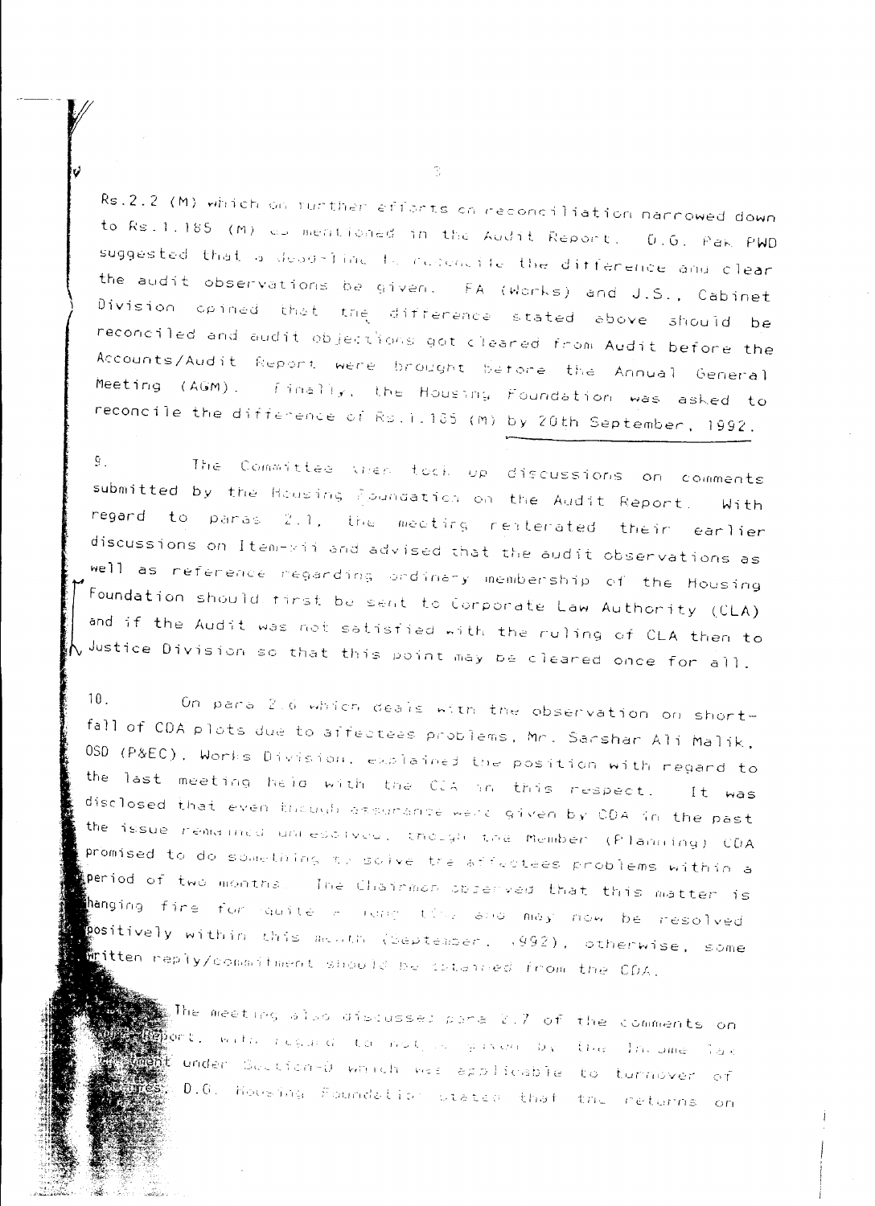Rs.2.2 (M) which on further efforts on reconciliation narrowed down to Rs.1.165 (M) as mentioned in the Audit Report. D.G. Pak PWD suggested that a dead-line to reconcile the difference and clear the audit observations be given. FA (Works) and J.S., Cabinet Division opined that the difference stated above should be reconciled and audit objections got cleared from Audit before the Accounts/Audit Report were brought before the Annual General Meeting (AGM). Finally, the Housing Foundation was asked to reconcile the difference of Rs.1.165 (M) by 20th September, 1992.

9. The Committee then took up discussions on comments submitted by the Housing Foundation on the Audit Report. With regard to paras 2.1, the meeting reiterated their earlier discussions on Item-xii and advised that the audit observations as well as reference regarding ordinary membership of the Housing Foundation should first be sent to Corporate Law Authority (CLA) and if the Audit was not satisfied with the ruling of CLA then to Justice Division so that this point may be cleared once for all.

10. On para 2.6 which deals with the observation on shortfall of CDA plots due to affectees problems, Mr. Sarshar Ali Malik, OSD (P&EC), Works Division, explained the position with regard to the last meeting held with the CDA in this respect. It was disclosed that even though assurance were given by CDA in the past the issue remained unresolved, though the Member (Planning) CDA promised to do something to solve the affectees problems within a period of two months. The Chairman observed that this matter is hanging fire for quite a long time and may now be resolved positively within this month (September, 1992), otherwise, some written reply/commitment should be obtained from the CDA.

The meeting also discussed para 2.7 of the comments on Audit Report, with regard to notice given by the Income Tax Department under Section-D which was applicable to turnover of ... D.G. Housing Foundation stated that the returns on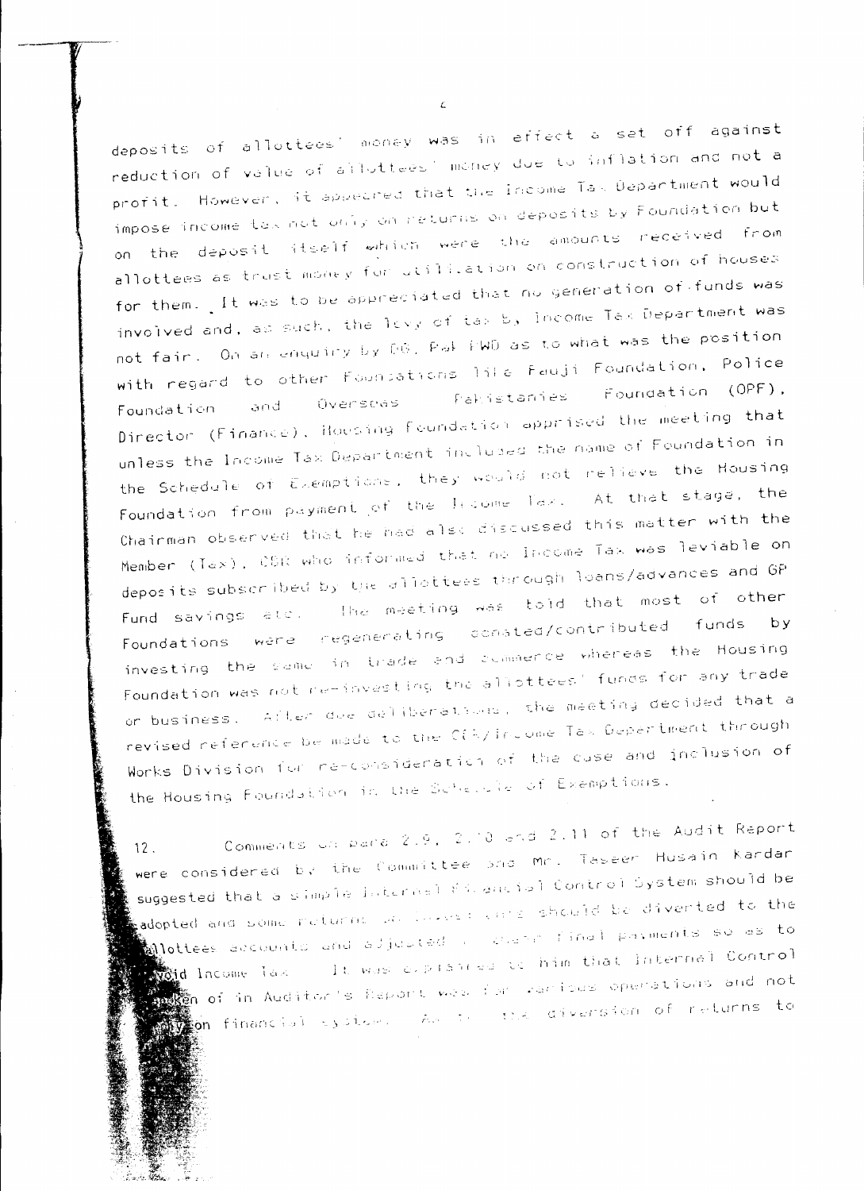deposits of allottees' money was in effect a set off against reduction of value of allottees' money due to inflation and not a profit. However, it appeared that the Income Tax Department would impose income tax not only on returns on deposits by Foundation but on the deposit itself which were the amounts received from allottees as trust money for utilization on construction of houses for them. It was to be appreciated that no generation of funds was involved and, as such, the levy of tax by Income Tax Department was not fair. On an enquiry by DG, Pak PWD as to what was the position with regard to other Foundations like Fauji Foundation, Police Foundation and Overseas Pakistanies Foundation (OPF), Director (Finance), Housing Foundation apprised the meeting that unless the Income Tax Department included the name of Foundation in the Schedule of Exemptions, they would not relieve the Housing Foundation from payment of the Income Tax. At that stage, the Chairman observed that he had also discussed this matter with the Member (Tax), CBR who informed that no Income Tax was leviable on deposits subscribed by the allottees through loans/advances and GP Fund savings etc. The meeting was told that most of other Foundations were regenerating donated/contributed funds by investing the same in trade and commerce whereas the Housing Foundation was not re-investing the allottees' funds for any trade or business. After due deliberations, the meeting decided that a revised reference be made to the CBR/Income Tax Department through Works Division for re-consideration of the case and inclusion of the Housing Foundation in the Schedule of Exemptions.

12. Comments on para 2.9, 2.10 and 2.11 of the Audit Report were considered by the Committee and Mr. Taseer Husain Kardar suggested that a simple Internal Financial Control System should be adopted and some returns on investments should be diverted to the allottees accounts and adjusted in their final payments so as to avoid Income Tax. It was explained to him that Internal Control spoken of in Auditor's Report was for various operations and not only on financial system. As to the diversion of returns to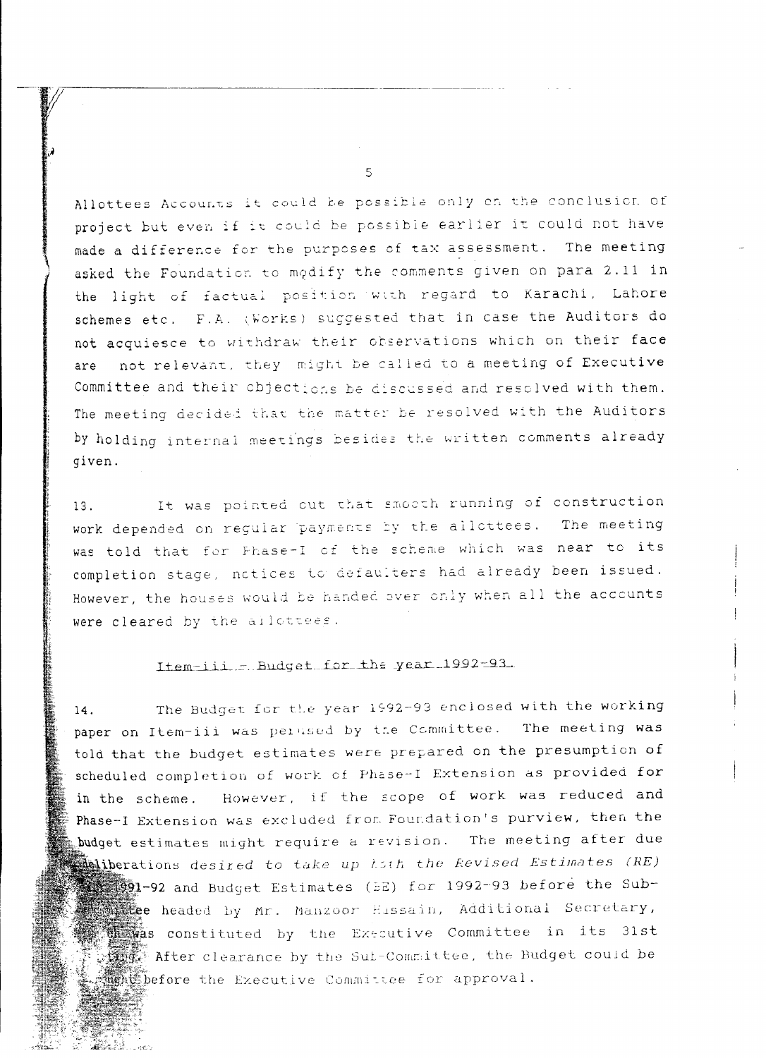Allottees Accounts it could be possible only on the conclusion of project but even if it could be possible earlier it could not have made a difference for the purposes of tax assessment. The meeting asked the Foundation to modify the comments given on para 2.11 in the light of factual position with regard to Karachi, Lahore schemes etc. F.A. (Works) suggested that in case the Auditors do not acquiesce to withdraw their observations which on their face are not relevant, they might be called to a meeting of Executive Committee and their objections be discussed and resolved with them. The meeting decided that the matter be resolved with the Auditors by holding internal meetings besides the written comments already given.

13. It was pointed out that smooth running of construction work depended on regular payments by the allottees. The meeting was told that for Phase-I of the scheme which was near to its completion stage, notices to defaulters had already been issued. However, the houses would be handed over only when all the accounts were cleared by the allottees.

### Item-iii - Budget for the year 1992-93

14. The Budget for the year 1992-93 enclosed with the working paper on Item-iii was perused by the Committee. The meeting was told that the budget estimates were prepared on the presumption of scheduled completion of work of Phase-I Extension as provided for in the scheme. However, if the scope of work was reduced and Phase-I Extension was excluded from Foundation's purview, then the budget estimates might require a revision. The meeting after due deliberations desired to take up both the Revised Estimates (RE) for 1991-92 and Budget Estimates (BE) for 1992-93 before the Sub-Committee headed by Mr. Manzoor Hussain, Additional Secretary, which was constituted by the Executive Committee in its 31st meeting. After clearance by the Sub-Committee, the Budget could be brought before the Executive Committee for approval.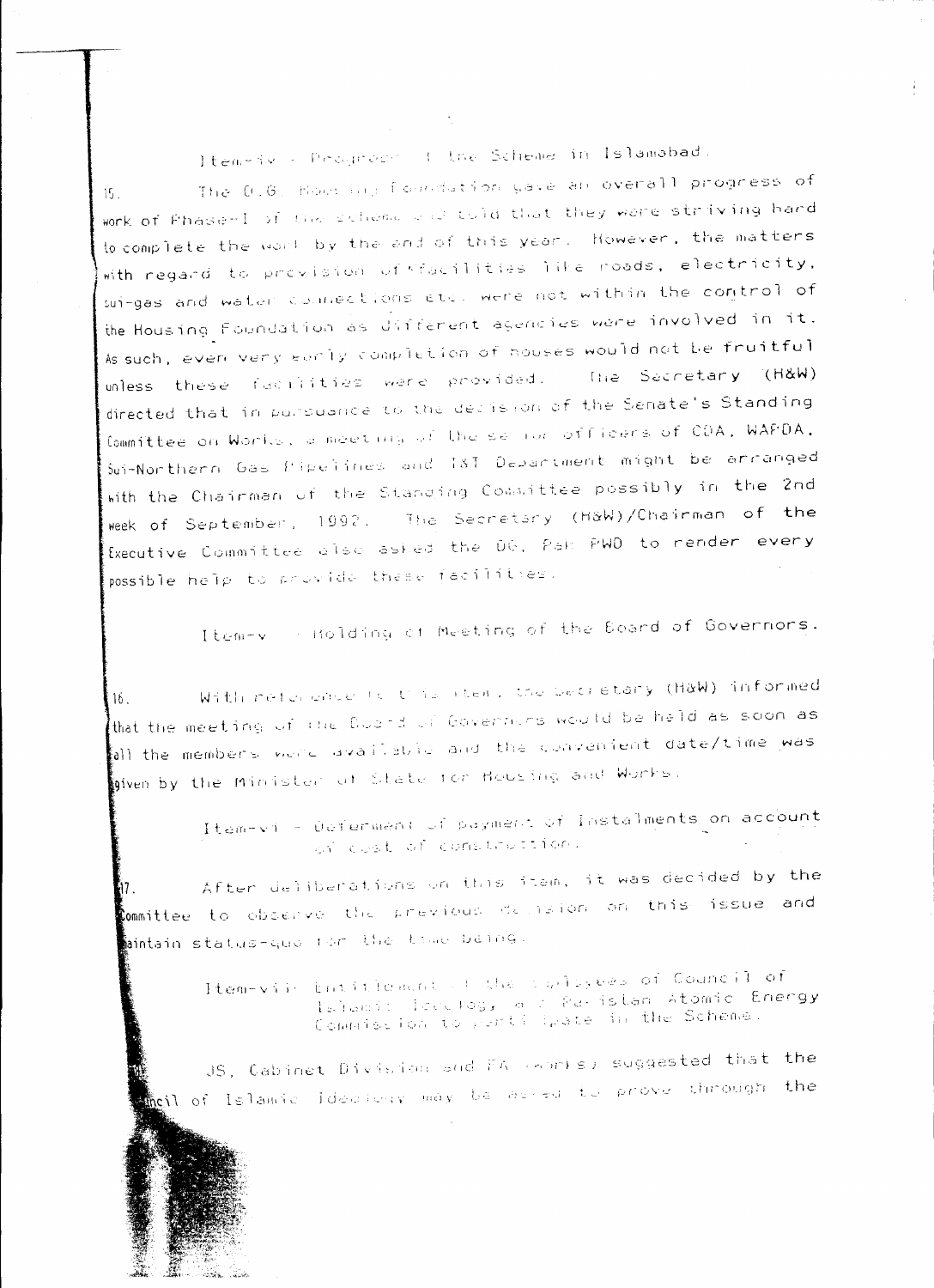Item-iv - Progress of the Scheme in Islamabad.

15. The D.G. Housing Foundation gave an overall progress of work of Phase-I of the Scheme and told that they were striving hard to complete the work by the end of this year. However, the matters with regard to provision of facilities like roads, electricity, sui-gas and water connections etc. were not within the control of the Housing Foundation as different agencies were involved in it. As such, even very early completion of houses would not be fruitful unless these facilities were provided. The Secretary (H&W) directed that in pursuance to the decision of the Senate's Standing Committee on Works, a meeting of the senior officers of CDA, WAPDA, Sui-Northern Gas Pipelines and T&T Department might be arranged with the Chairman of the Standing Committee possibly in the 2nd week of September, 1992. The Secretary (H&W)/Chairman of the Executive Committee also asked the DG, Pak PWD to render every possible help to provide these facilities.

Item-v - Holding of Meeting of the Board of Governors.

16. With reference to this item, the Secretary (H&W) informed that the meeting of the Board of Governors would be held as soon as all the members were available and the convenient date/time was given by the Minister of State for Housing and Works.

Item-vi - Deferment of payment of Instalments on account of cost of construction.

17. After deliberations on this item, it was decided by the Committee to observe the previous decision on this issue and maintain status-quo for the time being.

Item-vii - Entitlement of the Employees of Council of Islamic Ideology and Pakistan Atomic Energy Commission to participate in the Scheme.

JS, Cabinet Division and FA (Works) suggested that the Council of Islamic Ideology may be asked to prove through the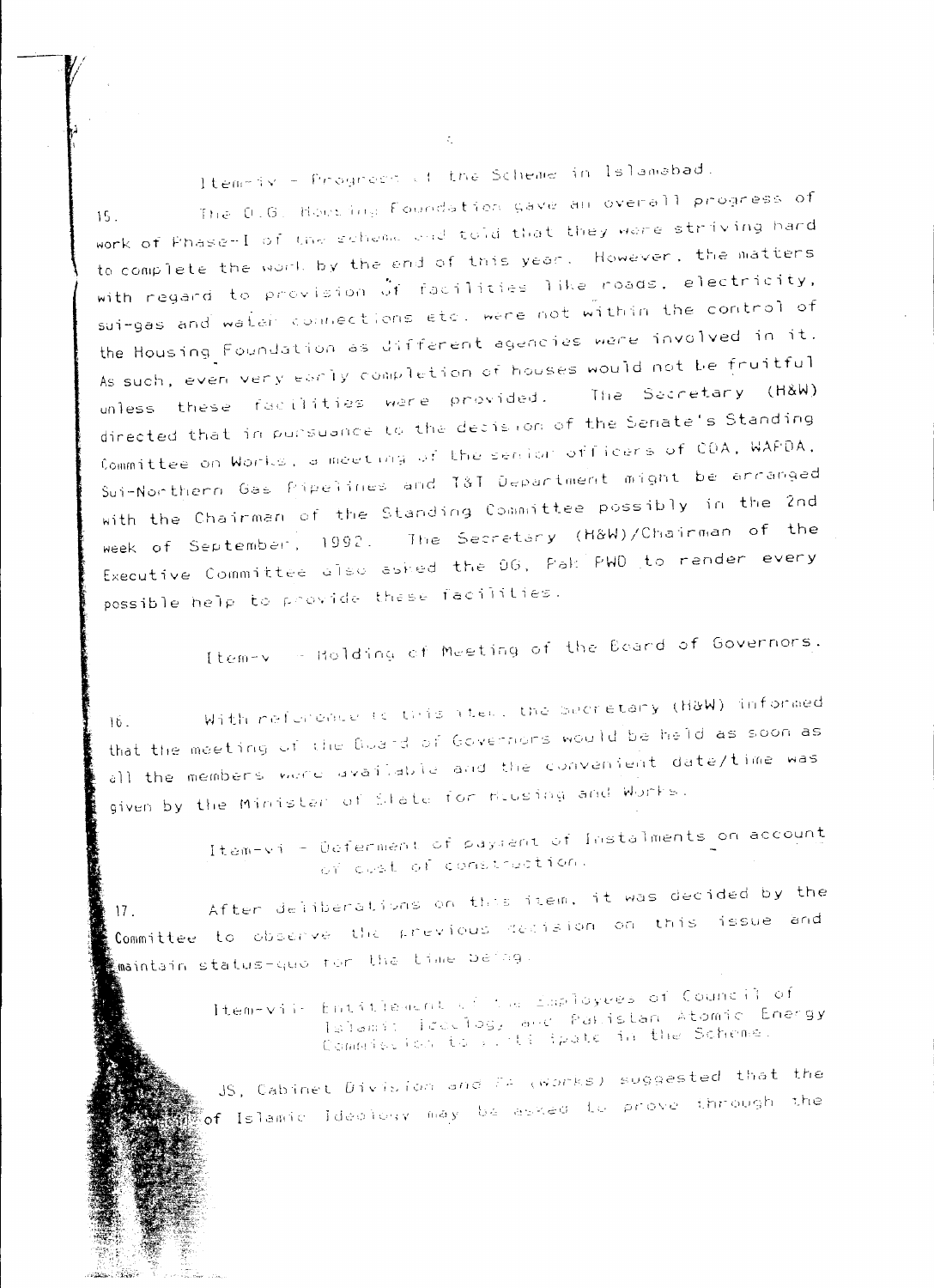Item-iv - Progress of the Scheme in Islamabad.

15. The D.G. Housing Foundation gave an overall progress of work of Phase-I of the scheme and told that they were striving hard to complete the work by the end of this year. However, the matters with regard to provision of facilities like roads, electricity, sui-gas and water connections etc. were not within the control of the Housing Foundation as different agencies were involved in it. As such, even very early completion of houses would not be fruitful unless these facilities were provided. The Secretary (H&W) directed that in pursuance to the decision of the Senate's Standing Committee on Works, a meeting of the senior officers of CDA, WAPDA, Sui-Northern Gas Pipelines and T&T Department might be arranged with the Chairman of the Standing Committee possibly in the 2nd week of September, 1992. The Secretary (H&W)/Chairman of the Executive Committee also asked the DG, Pak PWD to render every possible help to provide these facilities.

Item-v - Holding of Meeting of the Board of Governors.

16. With reference to this item, the Secretary (H&W) informed that the meeting of the Board of Governors would be held as soon as all the members were available and the convenient date/time was given by the Minister of State for Housing and Works.

Item-vi - Deferment of payment of Instalments on account of cost of construction.

17. After deliberations on this item, it was decided by the Committee to observe the previous decision on this issue and maintain status-quo for the time being.

Item-vii- Entitlement of the Employees of Council of Islamic Ideology and Pakistan Atomic Energy Commission to participate in the Scheme.

JS, Cabinet Division and FA (Works) suggested that the ... of Islamic Ideology may be asked to prove through the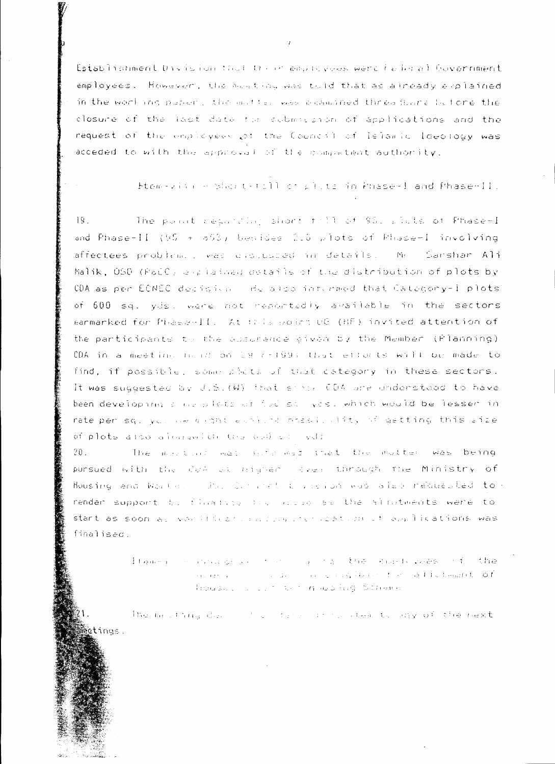Establishment Division that their employees were Federal Government employees. However, the meeting was told that as already explained in the working paper, the matter was examined threadbare before the closure of the last date for submission of applications and the request of the employees of the Council of Islamic Ideology was acceded to with the approval of the competent authority.

Item-viii - Short-fall of plots in Phase-I and Phase-II.

19. The point regarding short fall of 950 plots of Phase-I and Phase-II (95 + 853) besides 220 plots of Phase-I involving affectees problem, was discussed in details. Mr. Sarshar Ali Malik, OSD (FoEC) explained details of the distribution of plots by CDA as per ECNEC decision. He also informed that Category-I plots of 600 sq. yds. were not reportedly available in the sectors earmarked for Phase-II. At this point JS (HF) invited attention of the participants to the assurance given by the Member (Planning) CDA in a meeting held on 29-7-1991 that efforts will be made to find, if possible, some plots of that category in these sectors. It was suggested by J.S.(W) that since CDA are understood to have been developing some plots of 500 sq. yds. which would be lesser in rate per sq. yd. he might explore possibility of getting this size of plots also alongwith the 600 sq. yds.

20. The meeting was informed that the matter was being pursued with the CDA at higher level through the Ministry of Housing and Works. The Cabinet Division was also requested to render support to finalise the issue as the allotments were to start as soon as verification/scrutiny of applications was finalised.

Item-... the employees of the ... for allotment of ... Housing Scheme.

21. The meeting ... to any of the next meetings.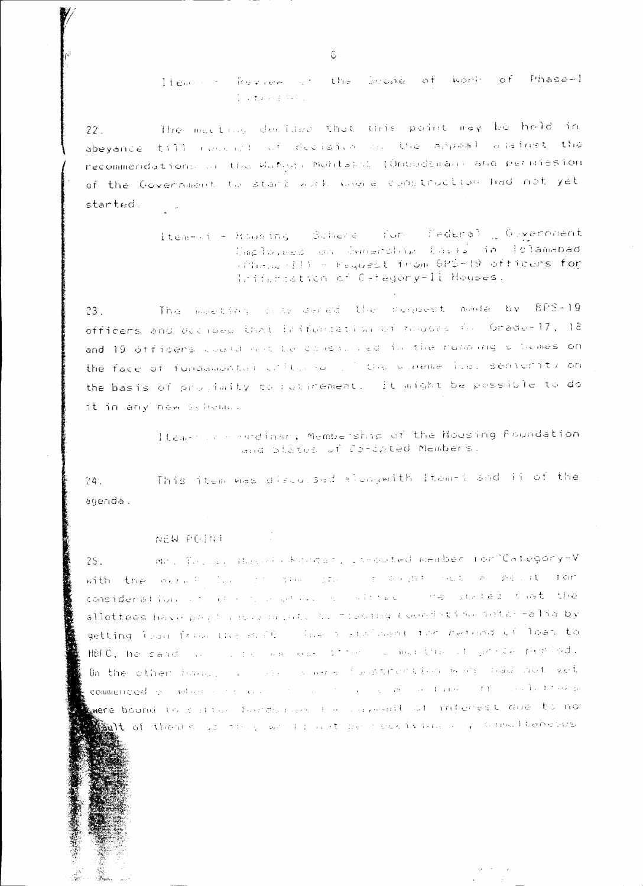Item - Review of the Scope of Work of Phase-I Islamabad.

22. The meeting decided that this point may be held in abeyance till receipt of decision on the appeal against the recommendations of the Wafaqi Mohtasib (Ombudsman) and permission of the Government to start work where construction had not yet started.

Item-ii - Housing Scheme for Federal Government Employees on Ownership Basis in Islamabad (Phase-II) - Request from BPS-19 officers for Trifurcation of Category-II Houses.

23. The meeting considered the request made by BPS-19 officers and decided that trifurcation of houses for Grade-17, 18 and 19 officers could not be considered in the running schemes on the face of fundamental criteria of the scheme i.e. seniority on the basis of proximity to retirement. It might be possible to do it in any new scheme.

Item-iii - Ordinary Membership of the Housing Foundation and Status of Co-opted Members.

24. This item was discussed alongwith Item-i and ii of the agenda.

NEW POINT

25. Mr. Tariq Hussain Kundar, Co-opted member for Category-V with the permission of the Chair brought out a point for consideration of the Executive Committee. He stated that the allottees have paid instalments to Housing Foundation inter-alia by getting loan from the HBFC. The instalment for refund of loan to HBFC, he said would be due after 18 months of grace period. On the other hand, as the scheme construction work had not yet commenced, the allottees of the scheme would be facing ... allottees were bound to suffer hardships for payment of interest due to no fault of theirs ... simultaneous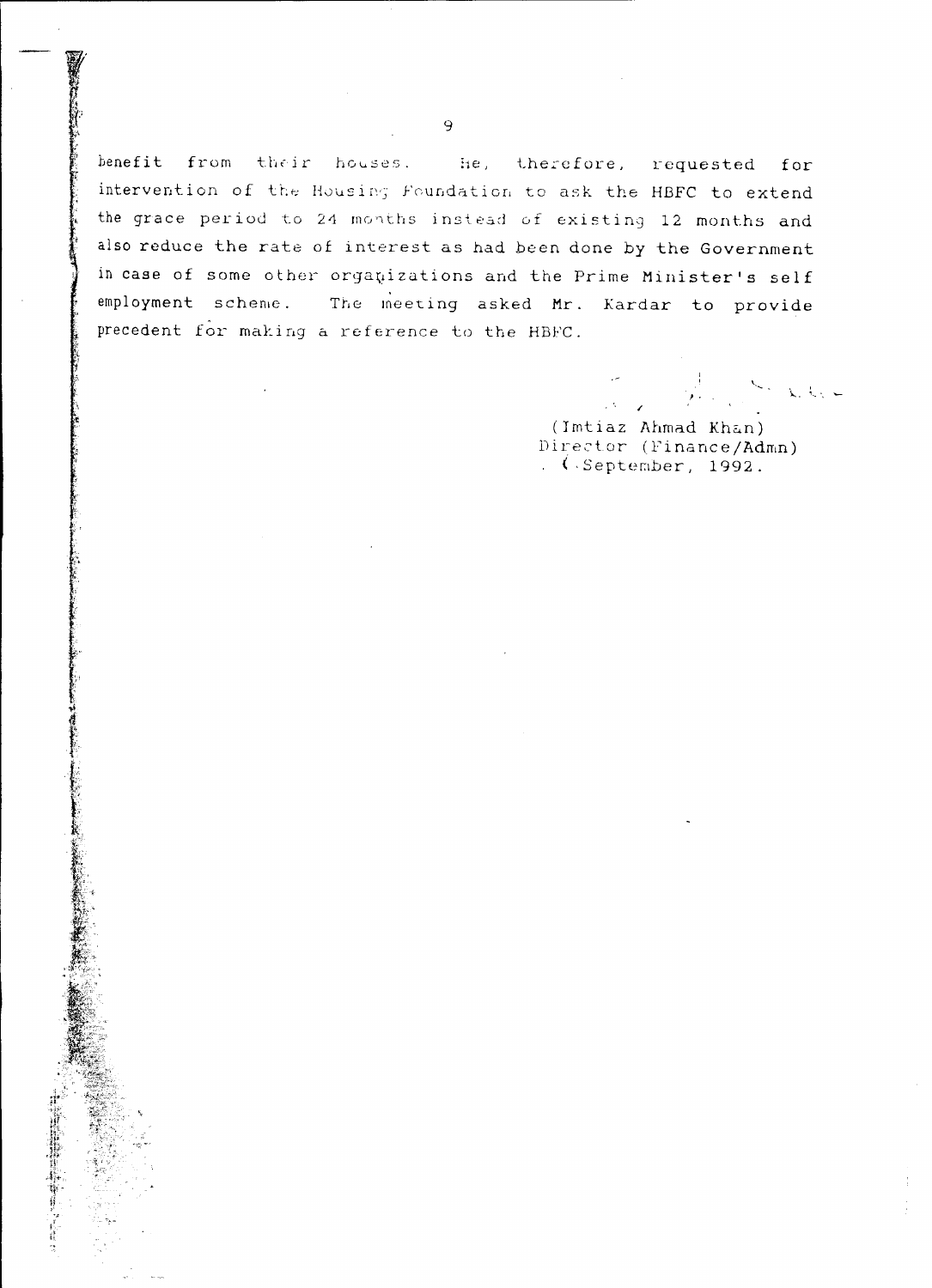benefit from their houses. He, therefore, requested for intervention of the Housing Foundation to ask the HBFC to extend the grace period to 24 months instead of existing 12 months and also reduce the rate of interest as had been done by the Government in case of some other organizations and the Prime Minister's self employment scheme. The meeting asked Mr. Kardar to provide precedent for making a reference to the HBFC.

(Imtiaz Ahmad Khan)
Director (Finance/Admn)
( September, 1992.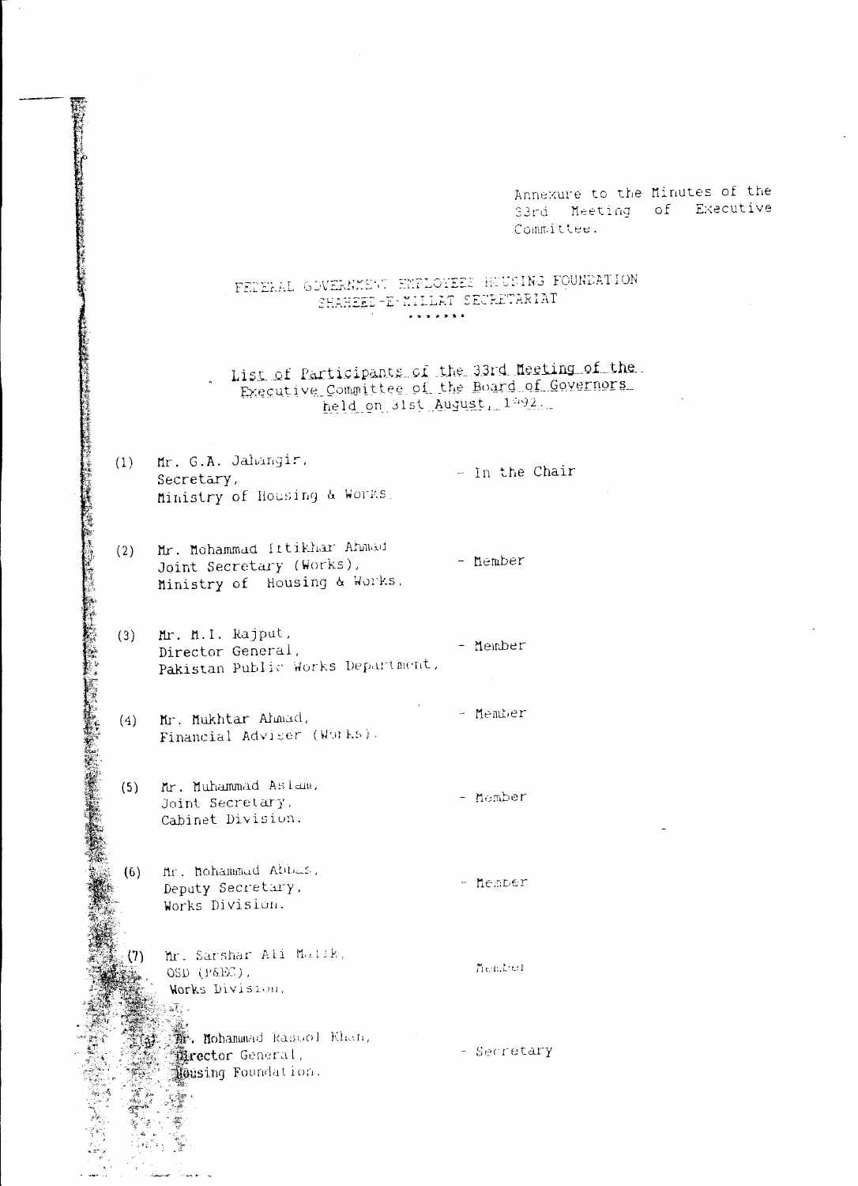Annexure to the Minutes of the 33rd Meeting of Executive Committee.

# FEDERAL GOVERNMENT EMPLOYEES HOUSING FOUNDATION
## SHAHEED-E-MILLAT SECRETARIAT

\*\*\*\*\*\*\*

## List of Participants of the 33rd Meeting of the Executive Committee of the Board of Governors held on 31st August, 1992.

| | | |
|---|---|---|
| (1) | Mr. G.A. Jahangir, Secretary, Ministry of Housing & Works. | - In the Chair |
| (2) | Mr. Mohammad Iftikhar Ahmad Joint Secretary (Works), Ministry of Housing & Works. | - Member |
| (3) | Mr. M.I. Rajput, Director General, Pakistan Public Works Department, | - Member |
| (4) | Mr. Mukhtar Ahmad, Financial Adviser (Works). | - Member |
| (5) | Mr. Muhammad Aslam, Joint Secretary, Cabinet Division. | - Member |
| (6) | Mr. Mohammad Abbas, Deputy Secretary, Works Division. | - Member |
| (7) | Mr. Sarshar Ali Malik, OSD (P&EC), Works Division. | Member |
| (8) | Mr. Mohammad Rasool Khan, Director General, Housing Foundation. | - Secretary |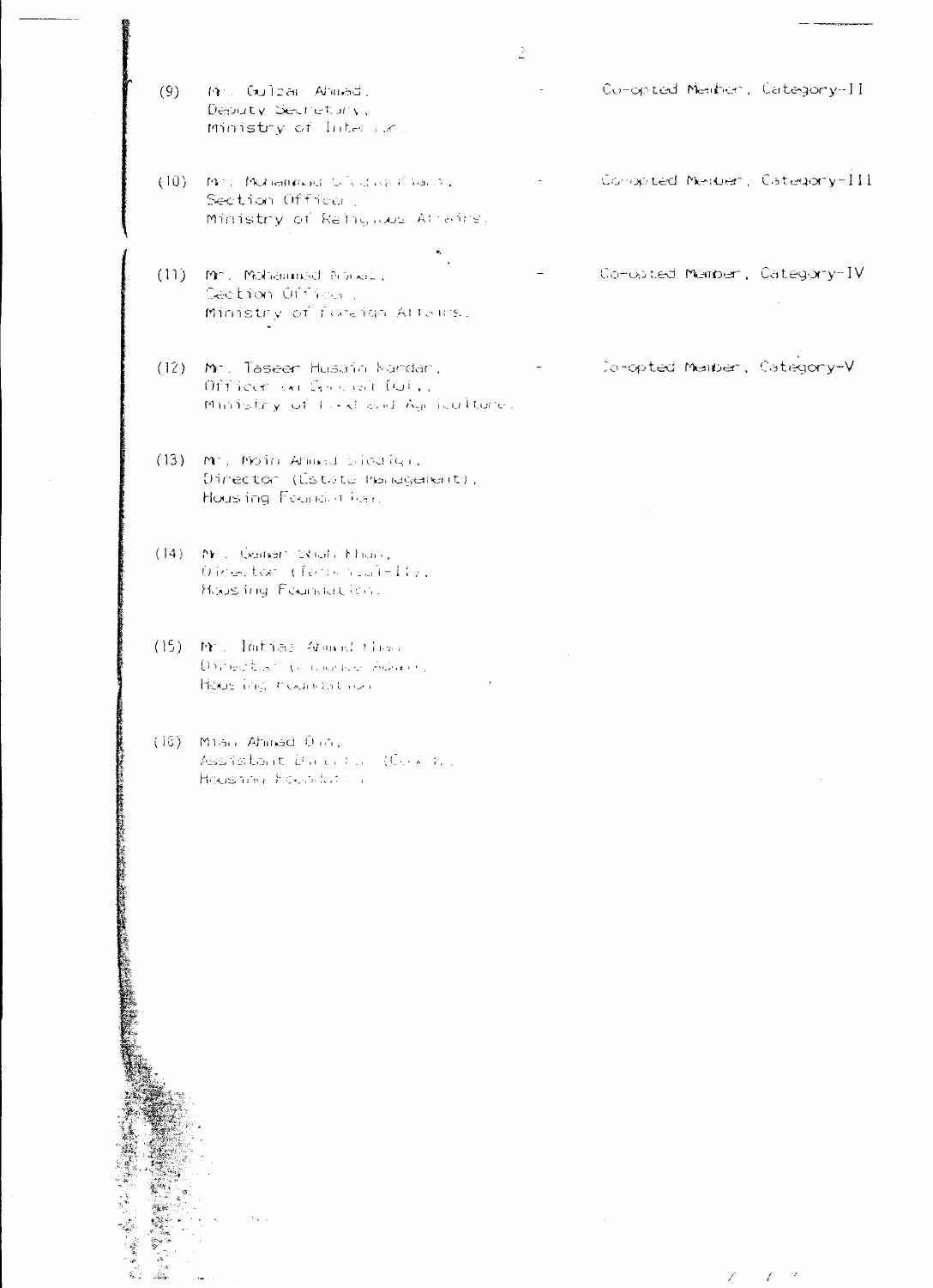(9) Mr. Gulzar Ahmad,
Deputy Secretary,
Ministry of Interior.
 - Co-opted Member, Category-II

(10) Mr. Mohammad Siddiq Chand,
Section Officer,
Ministry of Religious Affairs.
 - Co-opted Member, Category-III

(11) Mr. Mohammad Parvez,
Section Officer,
Ministry of Foreign Affairs.
 - Co-opted Member, Category-IV

(12) Mr. Taseer Husain Kandan,
Officer on Special Duty,
Ministry of Food and Agriculture.
 - Co-opted Member, Category-V

(13) Mr. Moin Ahmad Siddiqi,
Director (Estate Management),
Housing Foundation.

(14) Mr. Qamar Shah Khan,
Director (Technical-II),
Housing Foundation.

(15) Mr. Imtiaz Ahmad Khan
Director (Finance Admn),
Housing Foundation.

(16) Mian Ahmad Din,
Assistant Director (Coord),
Housing Foundation.